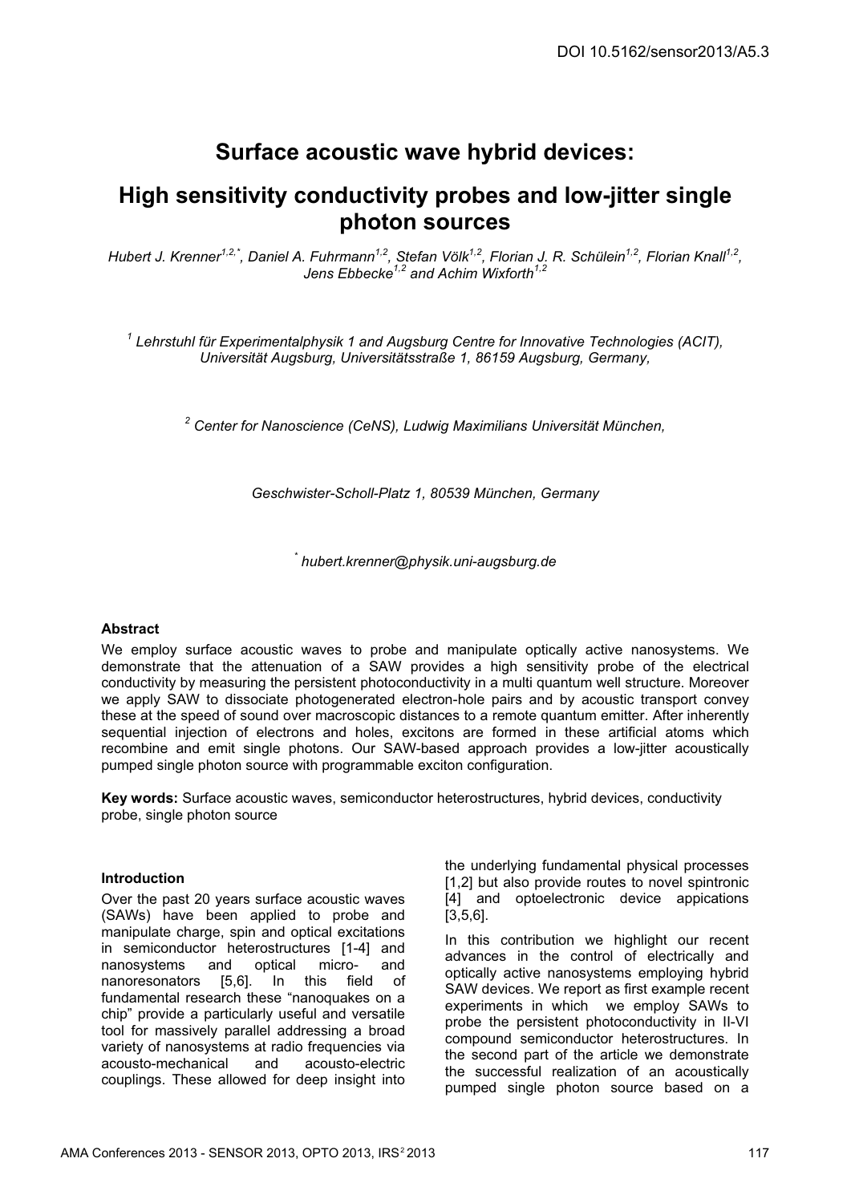DOI 10.5162/sensor2013/A5.3

# Surface acoustic wave hybrid devices:

# High sensitivity conductivity probes and low-jitter single photon sources

*Hubert J. Krenner[1,2,*], Daniel A. Fuhrmann[1,2], Stefan Völk[1,2], Florian J. R. Schülein[1,2], Florian Knall[1,2], Jens Ebbecke[1,2] and Achim Wixforth[1,2]*

*[1] Lehrstuhl für Experimentalphysik 1 and Augsburg Centre for Innovative Technologies (ACIT), Universität Augsburg, Universitätsstraße 1, 86159 Augsburg, Germany,*

*[2] Center for Nanoscience (CeNS), Ludwig Maximilians Universität München,*

*Geschwister-Scholl-Platz 1, 80539 München, Germany*

*[*] hubert.krenner@physik.uni-augsburg.de*

## Abstract

We employ surface acoustic waves to probe and manipulate optically active nanosystems. We demonstrate that the attenuation of a SAW provides a high sensitivity probe of the electrical conductivity by measuring the persistent photoconductivity in a multi quantum well structure. Moreover we apply SAW to dissociate photogenerated electron-hole pairs and by acoustic transport convey these at the speed of sound over macroscopic distances to a remote quantum emitter. After inherently sequential injection of electrons and holes, excitons are formed in these artificial atoms which recombine and emit single photons. Our SAW-based approach provides a low-jitter acoustically pumped single photon source with programmable exciton configuration.

**Key words:** Surface acoustic waves, semiconductor heterostructures, hybrid devices, conductivity probe, single photon source

## Introduction

Over the past 20 years surface acoustic waves (SAWs) have been applied to probe and manipulate charge, spin and optical excitations in semiconductor heterostructures [1-4] and nanosystems and optical micro- and nanoresonators [5,6]. In this field of fundamental research these "nanoquakes on a chip" provide a particularly useful and versatile tool for massively parallel addressing a broad variety of nanosystems at radio frequencies via acousto-mechanical and acousto-electric couplings. These allowed for deep insight into the underlying fundamental physical processes [1,2] but also provide routes to novel spintronic [4] and optoelectronic device appications [3,5,6].

In this contribution we highlight our recent advances in the control of electrically and optically active nanosystems employing hybrid SAW devices. We report as first example recent experiments in which we employ SAWs to probe the persistent photoconductivity in II-VI compound semiconductor heterostructures. In the second part of the article we demonstrate the successful realization of an acoustically pumped single photon source based on a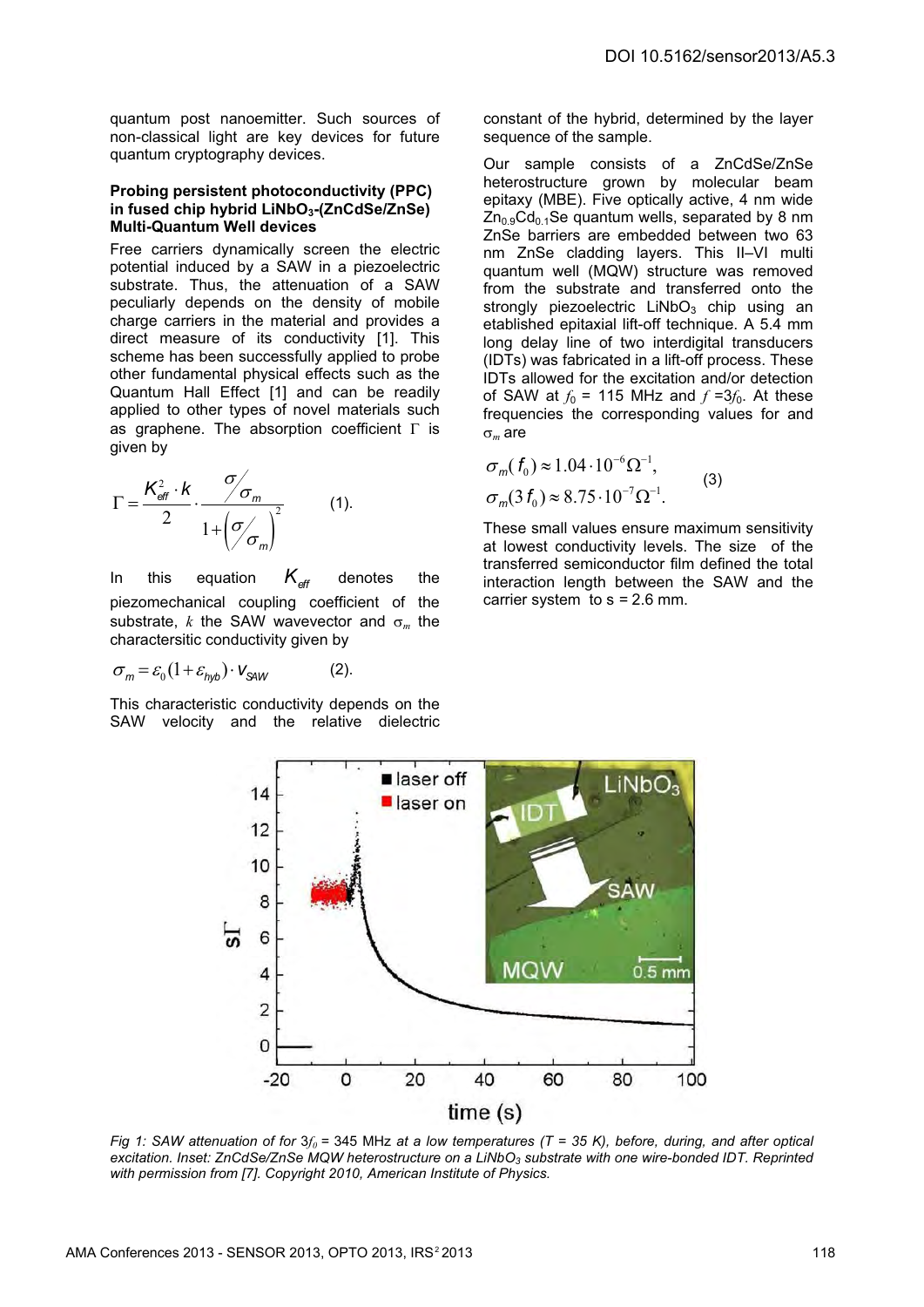quantum post nanoemitter. Such sources of non-classical light are key devices for future quantum cryptography devices.

**Probing persistent photoconductivity (PPC) in fused chip hybrid $LiNbO_3$-(ZnCdSe/ZnSe) Multi-Quantum Well devices**

Free carriers dynamically screen the electric potential induced by a SAW in a piezoelectric substrate. Thus, the attenuation of a SAW peculiarly depends on the density of mobile charge carriers in the material and provides a direct measure of its conductivity [1]. This scheme has been successfully applied to probe other fundamental physical effects such as the Quantum Hall Effect [1] and can be readily applied to other types of novel materials such as graphene. The absorption coefficient $\Gamma$ is given by

$$\Gamma = \frac{K_{eff}^2 \cdot k}{2} \cdot \frac{\sigma / \sigma_m}{1 + \left( \sigma / \sigma_m \right)^2} \qquad (1).$$

In this equation $K_{eff}$ denotes the piezomechanical coupling coefficient of the substrate, $k$ the SAW wavevector and $\sigma_m$ the charactersitic conductivity given by

$$\sigma_m = \varepsilon_0 (1 + \varepsilon_{hyb}) \cdot v_{SAW} \qquad (2).$$

This characteristic conductivity depends on the SAW velocity and the relative dielectric constant of the hybrid, determined by the layer sequence of the sample.

Our sample consists of a ZnCdSe/ZnSe heterostructure grown by molecular beam epitaxy (MBE). Five optically active, 4 nm wide $Zn_{0.9}Cd_{0.1}Se$ quantum wells, separated by 8 nm ZnSe barriers are embedded between two 63 nm ZnSe cladding layers. This II–VI multi quantum well (MQW) structure was removed from the substrate and transferred onto the strongly piezoelectric $LiNbO_3$ chip using an etablished epitaxial lift-off technique. A 5.4 mm long delay line of two interdigital transducers (IDTs) was fabricated in a lift-off process. These IDTs allowed for the excitation and/or detection of SAW at $f_0$ = 115 MHz and $f = 3f_0$. At these frequencies the corresponding values for and $\sigma_m$ are

$$\sigma_m(f_0) \approx 1.04 \cdot 10^{-6} \Omega^{-1}, \qquad (3)$$
$$\sigma_m(3f_0) \approx 8.75 \cdot 10^{-7} \Omega^{-1}.$$

These small values ensure maximum sensitivity at lowest conductivity levels. The size of the transferred semiconductor film defined the total interaction length between the SAW and the carrier system to s = 2.6 mm.

*Fig 1: SAW attenuation of for $3f_0$ = 345 MHz at a low temperatures (T = 35 K), before, during, and after optical excitation. Inset: ZnCdSe/ZnSe MQW heterostructure on a $LiNbO_3$ substrate with one wire-bonded IDT. Reprinted with permission from [7]. Copyright 2010, American Institute of Physics.*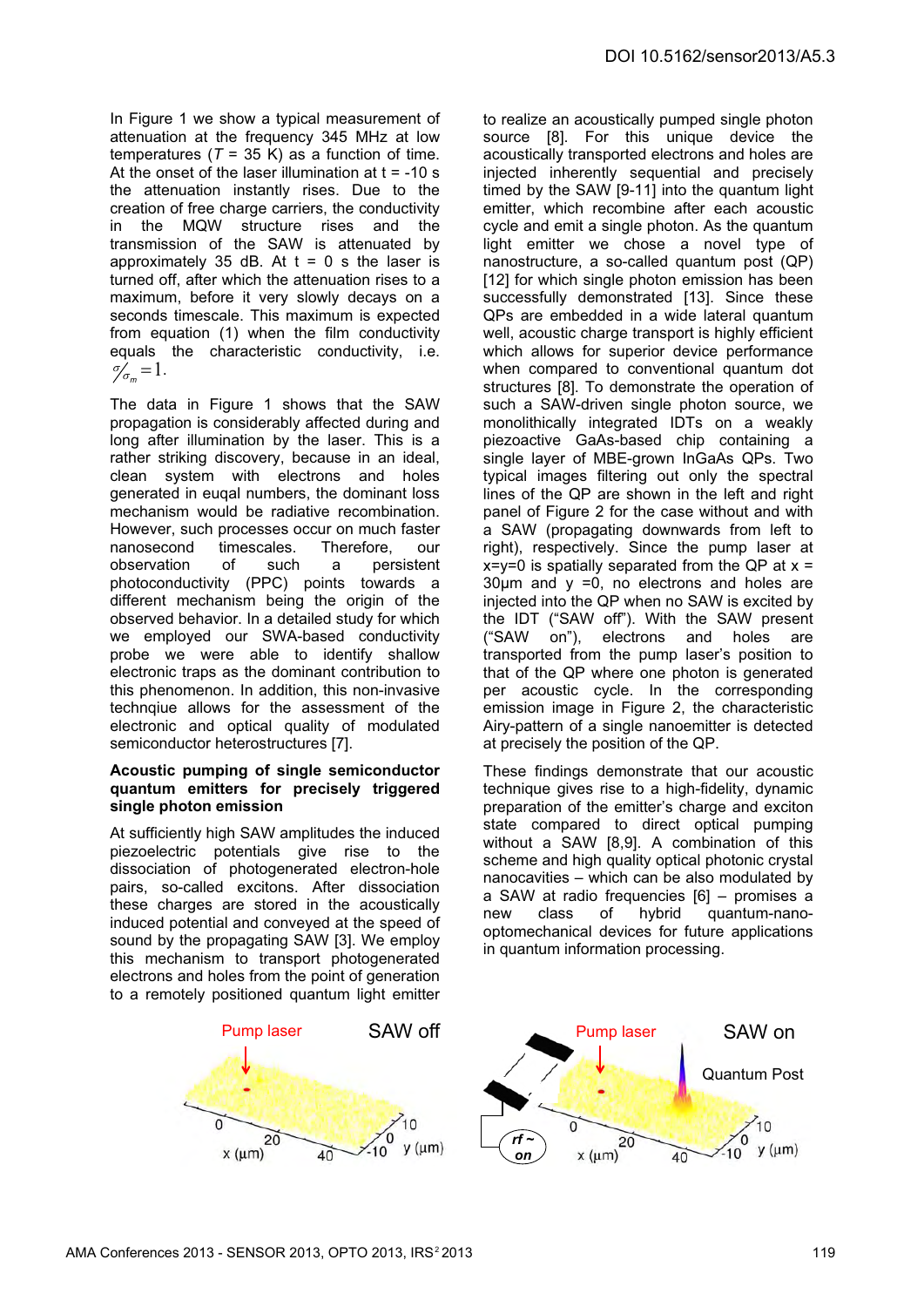In Figure 1 we show a typical measurement of attenuation at the frequency 345 MHz at low temperatures ($T$ = 35 K) as a function of time. At the onset of the laser illumination at t = -10 s the attenuation instantly rises. Due to the creation of free charge carriers, the conductivity in the MQW structure rises and the transmission of the SAW is attenuated by approximately 35 dB. At t = 0 s the laser is turned off, after which the attenuation rises to a maximum, before it very slowly decays on a seconds timescale. This maximum is expected from equation (1) when the film conductivity equals the characteristic conductivity, i.e. $\sigma/\sigma_m = 1$.

The data in Figure 1 shows that the SAW propagation is considerably affected during and long after illumination by the laser. This is a rather striking discovery, because in an ideal, clean system with electrons and holes generated in euqal numbers, the dominant loss mechanism would be radiative recombination. However, such processes occur on much faster nanosecond timescales. Therefore, our observation of such a persistent photoconductivity (PPC) points towards a different mechanism being the origin of the observed behavior. In a detailed study for which we employed our SWA-based conductivity probe we were able to identify shallow electronic traps as the dominant contribution to this phenomenon. In addition, this non-invasive technqiue allows for the assessment of the electronic and optical quality of modulated semiconductor heterostructures [7].

**Acoustic pumping of single semiconductor quantum emitters for precisely triggered single photon emission**

At sufficiently high SAW amplitudes the induced piezoelectric potentials give rise to the dissociation of photogenerated electron-hole pairs, so-called excitons. After dissociation these charges are stored in the acoustically induced potential and conveyed at the speed of sound by the propagating SAW [3]. We employ this mechanism to transport photogenerated electrons and holes from the point of generation to a remotely positioned quantum light emitter to realize an acoustically pumped single photon source [8]. For this unique device the acoustically transported electrons and holes are injected inherently sequential and precisely timed by the SAW [9-11] into the quantum light emitter, which recombine after each acoustic cycle and emit a single photon. As the quantum light emitter we chose a novel type of nanostructure, a so-called quantum post (QP) [12] for which single photon emission has been successfully demonstrated [13]. Since these QPs are embedded in a wide lateral quantum well, acoustic charge transport is highly efficient which allows for superior device performance when compared to conventional quantum dot structures [8]. To demonstrate the operation of such a SAW-driven single photon source, we monolithically integrated IDTs on a weakly piezoactive GaAs-based chip containing a single layer of MBE-grown InGaAs QPs. Two typical images filtering out only the spectral lines of the QP are shown in the left and right panel of Figure 2 for the case without and with a SAW (propagating downwards from left to right), respectively. Since the pump laser at x=y=0 is spatially separated from the QP at x = 30µm and y =0, no electrons and holes are injected into the QP when no SAW is excited by the IDT ("SAW off"). With the SAW present ("SAW on"), electrons and holes are transported from the pump laser's position to that of the QP where one photon is generated per acoustic cycle. In the corresponding emission image in Figure 2, the characteristic Airy-pattern of a single nanoemitter is detected at precisely the position of the QP.

These findings demonstrate that our acoustic technique gives rise to a high-fidelity, dynamic preparation of the emitter's charge and exciton state compared to direct optical pumping without a SAW [8,9]. A combination of this scheme and high quality optical photonic crystal nanocavities – which can be also modulated by a SAW at radio frequencies [6] – promises a new class of hybrid quantum-nano-optomechanical devices for future applications in quantum information processing.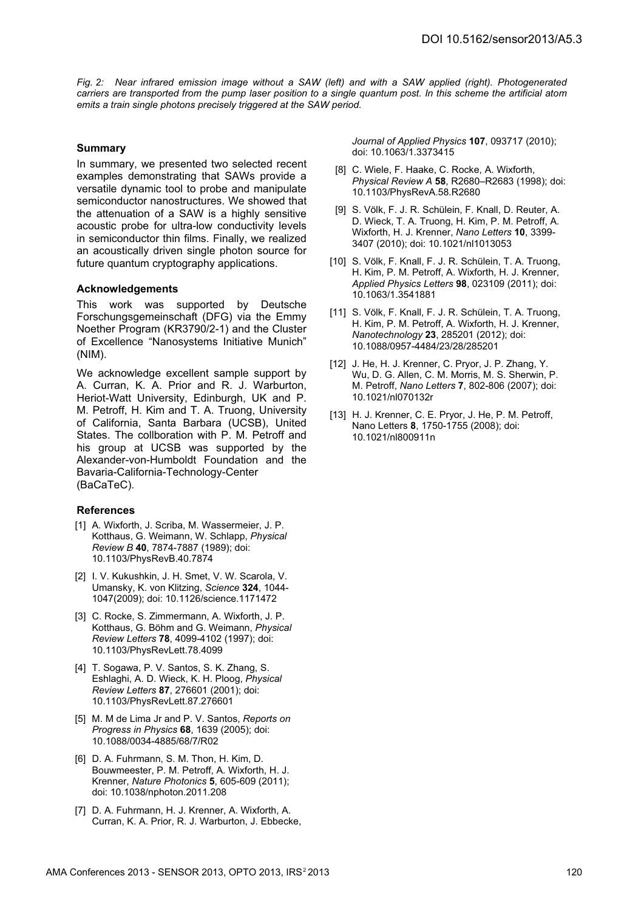*Fig. 2: Near infrared emission image without a SAW (left) and with a SAW applied (right). Photogenerated carriers are transported from the pump laser position to a single quantum post. In this scheme the artificial atom emits a train single photons precisely triggered at the SAW period.*

### Summary

In summary, we presented two selected recent examples demonstrating that SAWs provide a versatile dynamic tool to probe and manipulate semiconductor nanostructures. We showed that the attenuation of a SAW is a highly sensitive acoustic probe for ultra-low conductivity levels in semiconductor thin films. Finally, we realized an acoustically driven single photon source for future quantum cryptography applications.

### Acknowledgements

This work was supported by Deutsche Forschungsgemeinschaft (DFG) via the Emmy Noether Program (KR3790/2-1) and the Cluster of Excellence "Nanosystems Initiative Munich" (NIM).

We acknowledge excellent sample support by A. Curran, K. A. Prior and R. J. Warburton, Heriot-Watt University, Edinburgh, UK and P. M. Petroff, H. Kim and T. A. Truong, University of California, Santa Barbara (UCSB), United States. The collboration with P. M. Petroff and his group at UCSB was supported by the Alexander-von-Humboldt Foundation and the Bavaria-California-Technology-Center (BaCaTeC).

### References

[1] A. Wixforth, J. Scriba, M. Wassermeier, J. P. Kotthaus, G. Weimann, W. Schlapp, *Physical Review B* **40**, 7874-7887 (1989); doi: 10.1103/PhysRevB.40.7874

[2] I. V. Kukushkin, J. H. Smet, V. W. Scarola, V. Umansky, K. von Klitzing, *Science* **324**, 1044-1047(2009); doi: 10.1126/science.1171472

[3] C. Rocke, S. Zimmermann, A. Wixforth, J. P. Kotthaus, G. Böhm and G. Weimann, *Physical Review Letters* **78**, 4099-4102 (1997); doi: 10.1103/PhysRevLett.78.4099

[4] T. Sogawa, P. V. Santos, S. K. Zhang, S. Eshlaghi, A. D. Wieck, K. H. Ploog, *Physical Review Letters* **87**, 276601 (2001); doi: 10.1103/PhysRevLett.87.276601

[5] M. M de Lima Jr and P. V. Santos, *Reports on Progress in Physics* **68**, 1639 (2005); doi: 10.1088/0034-4885/68/7/R02

[6] D. A. Fuhrmann, S. M. Thon, H. Kim, D. Bouwmeester, P. M. Petroff, A. Wixforth, H. J. Krenner, *Nature Photonics* **5**, 605-609 (2011); doi: 10.1038/nphoton.2011.208

[7] D. A. Fuhrmann, H. J. Krenner, A. Wixforth, A. Curran, K. A. Prior, R. J. Warburton, J. Ebbecke, *Journal of Applied Physics* **107**, 093717 (2010); doi: 10.1063/1.3373415

[8] C. Wiele, F. Haake, C. Rocke, A. Wixforth, *Physical Review A* **58**, R2680–R2683 (1998); doi: 10.1103/PhysRevA.58.R2680

[9] S. Völk, F. J. R. Schülein, F. Knall, D. Reuter, A. D. Wieck, T. A. Truong, H. Kim, P. M. Petroff, A. Wixforth, H. J. Krenner, *Nano Letters* **10**, 3399-3407 (2010); doi: 10.1021/nl1013053

[10] S. Völk, F. Knall, F. J. R. Schülein, T. A. Truong, H. Kim, P. M. Petroff, A. Wixforth, H. J. Krenner, *Applied Physics Letters* **98**, 023109 (2011); doi: 10.1063/1.3541881

[11] S. Völk, F. Knall, F. J. R. Schülein, T. A. Truong, H. Kim, P. M. Petroff, A. Wixforth, H. J. Krenner, *Nanotechnology* **23**, 285201 (2012); doi: 10.1088/0957-4484/23/28/285201

[12] J. He, H. J. Krenner, C. Pryor, J. P. Zhang, Y. Wu, D. G. Allen, C. M. Morris, M. S. Sherwin, P. M. Petroff, *Nano Letters* **7**, 802-806 (2007); doi: 10.1021/nl070132r

[13] H. J. Krenner, C. E. Pryor, J. He, P. M. Petroff, Nano Letters **8**, 1750-1755 (2008); doi: 10.1021/nl800911n